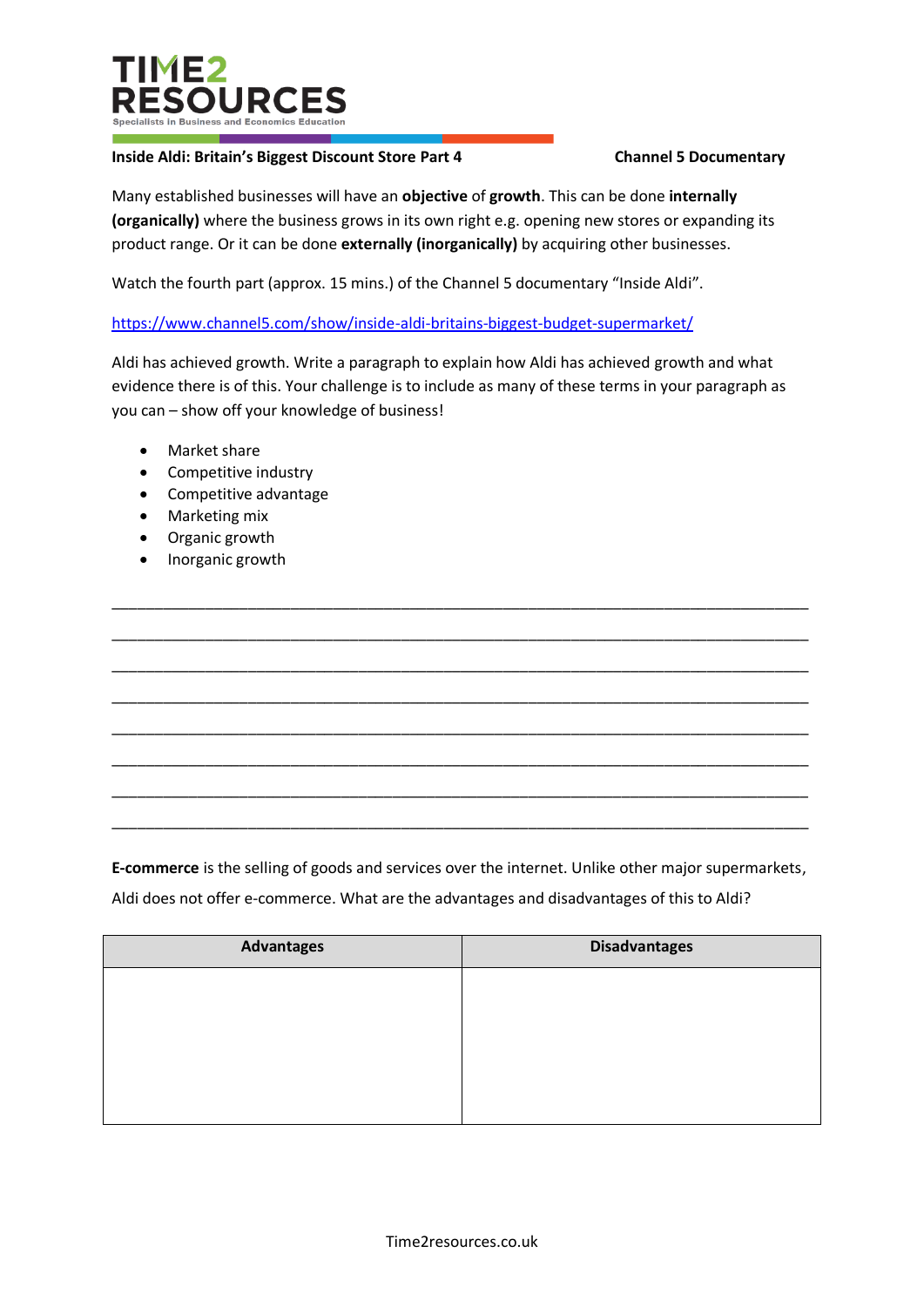**TIME2 RESOURCES**
Specialists in Business and Economics Education

**Inside Aldi: Britain's Biggest Discount Store Part 4** **Channel 5 Documentary**

Many established businesses will have an **objective** of **growth**. This can be done **internally (organically)** where the business grows in its own right e.g. opening new stores or expanding its product range. Or it can be done **externally (inorganically)** by acquiring other businesses.

Watch the fourth part (approx. 15 mins.) of the Channel 5 documentary "Inside Aldi".

https://www.channel5.com/show/inside-aldi-britains-biggest-budget-supermarket/

Aldi has achieved growth. Write a paragraph to explain how Aldi has achieved growth and what evidence there is of this. Your challenge is to include as many of these terms in your paragraph as you can – show off your knowledge of business!

- Market share
- Competitive industry
- Competitive advantage
- Marketing mix
- Organic growth
- Inorganic growth

________________________________________________________________________________

________________________________________________________________________________

________________________________________________________________________________

________________________________________________________________________________

________________________________________________________________________________

________________________________________________________________________________

________________________________________________________________________________

________________________________________________________________________________

**E-commerce** is the selling of goods and services over the internet. Unlike other major supermarkets, Aldi does not offer e-commerce. What are the advantages and disadvantages of this to Aldi?

| Advantages | Disadvantages |
|---|---|
| | |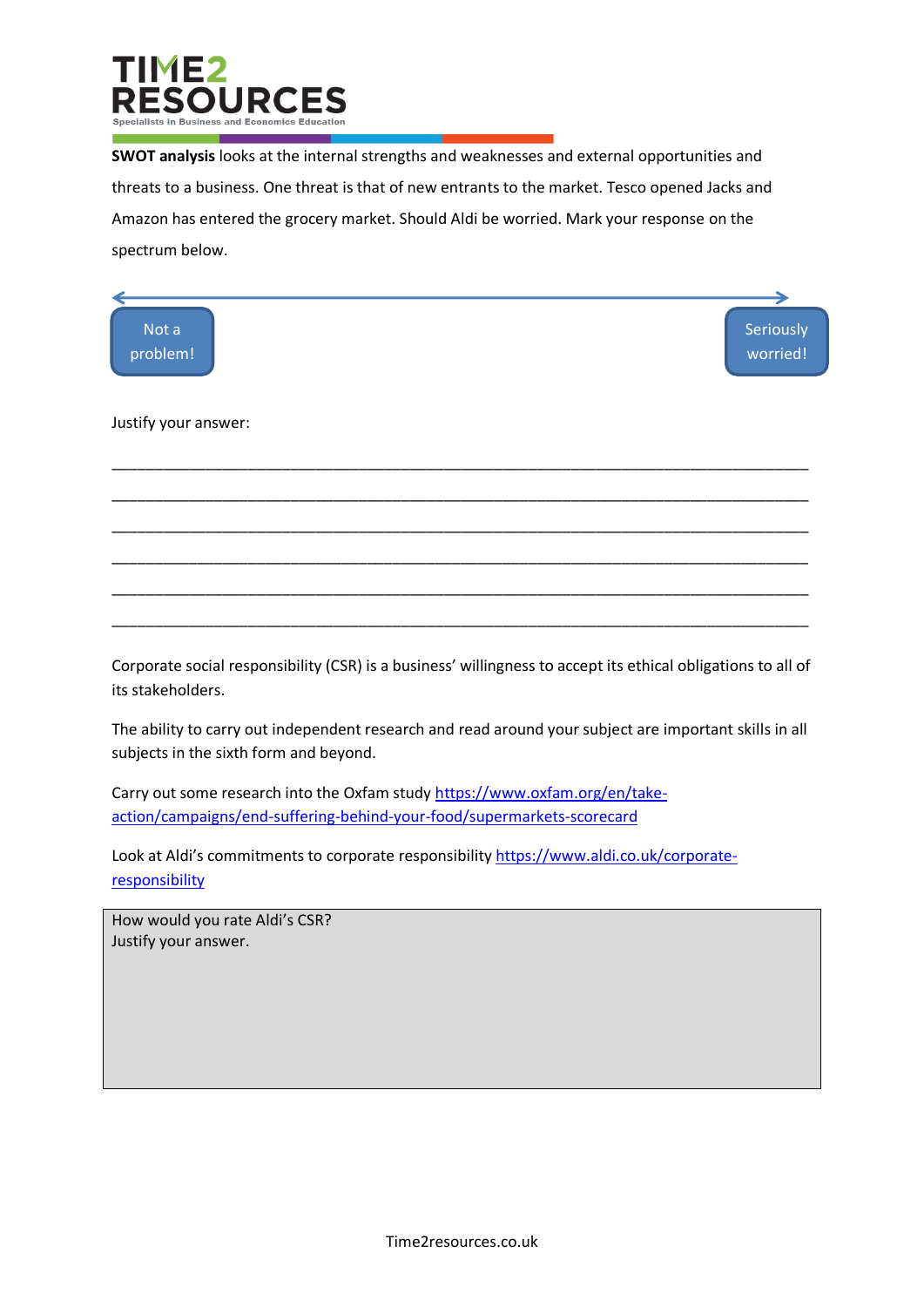**SWOT analysis** looks at the internal strengths and weaknesses and external opportunities and threats to a business. One threat is that of new entrants to the market. Tesco opened Jacks and Amazon has entered the grocery market. Should Aldi be worried. Mark your response on the spectrum below.

Not a problem! ⟵⟶ Seriously worried!

Justify your answer:

\_\_\_\_\_\_\_\_\_\_\_\_\_\_\_\_\_\_\_\_\_\_\_\_\_\_\_\_\_\_\_\_\_\_\_\_\_\_\_\_\_\_\_\_\_\_\_\_\_\_\_\_\_\_\_\_\_\_\_\_\_\_\_\_\_\_\_\_\_\_\_\_\_\_\_\_

\_\_\_\_\_\_\_\_\_\_\_\_\_\_\_\_\_\_\_\_\_\_\_\_\_\_\_\_\_\_\_\_\_\_\_\_\_\_\_\_\_\_\_\_\_\_\_\_\_\_\_\_\_\_\_\_\_\_\_\_\_\_\_\_\_\_\_\_\_\_\_\_\_\_\_\_

\_\_\_\_\_\_\_\_\_\_\_\_\_\_\_\_\_\_\_\_\_\_\_\_\_\_\_\_\_\_\_\_\_\_\_\_\_\_\_\_\_\_\_\_\_\_\_\_\_\_\_\_\_\_\_\_\_\_\_\_\_\_\_\_\_\_\_\_\_\_\_\_\_\_\_\_

\_\_\_\_\_\_\_\_\_\_\_\_\_\_\_\_\_\_\_\_\_\_\_\_\_\_\_\_\_\_\_\_\_\_\_\_\_\_\_\_\_\_\_\_\_\_\_\_\_\_\_\_\_\_\_\_\_\_\_\_\_\_\_\_\_\_\_\_\_\_\_\_\_\_\_\_

\_\_\_\_\_\_\_\_\_\_\_\_\_\_\_\_\_\_\_\_\_\_\_\_\_\_\_\_\_\_\_\_\_\_\_\_\_\_\_\_\_\_\_\_\_\_\_\_\_\_\_\_\_\_\_\_\_\_\_\_\_\_\_\_\_\_\_\_\_\_\_\_\_\_\_\_

\_\_\_\_\_\_\_\_\_\_\_\_\_\_\_\_\_\_\_\_\_\_\_\_\_\_\_\_\_\_\_\_\_\_\_\_\_\_\_\_\_\_\_\_\_\_\_\_\_\_\_\_\_\_\_\_\_\_\_\_\_\_\_\_\_\_\_\_\_\_\_\_\_\_\_\_

Corporate social responsibility (CSR) is a business' willingness to accept its ethical obligations to all of its stakeholders.

The ability to carry out independent research and read around your subject are important skills in all subjects in the sixth form and beyond.

Carry out some research into the Oxfam study https://www.oxfam.org/en/take-action/campaigns/end-suffering-behind-your-food/supermarkets-scorecard

Look at Aldi's commitments to corporate responsibility https://www.aldi.co.uk/corporate-responsibility

| How would you rate Aldi's CSR?<br>Justify your answer. |
|---|
| |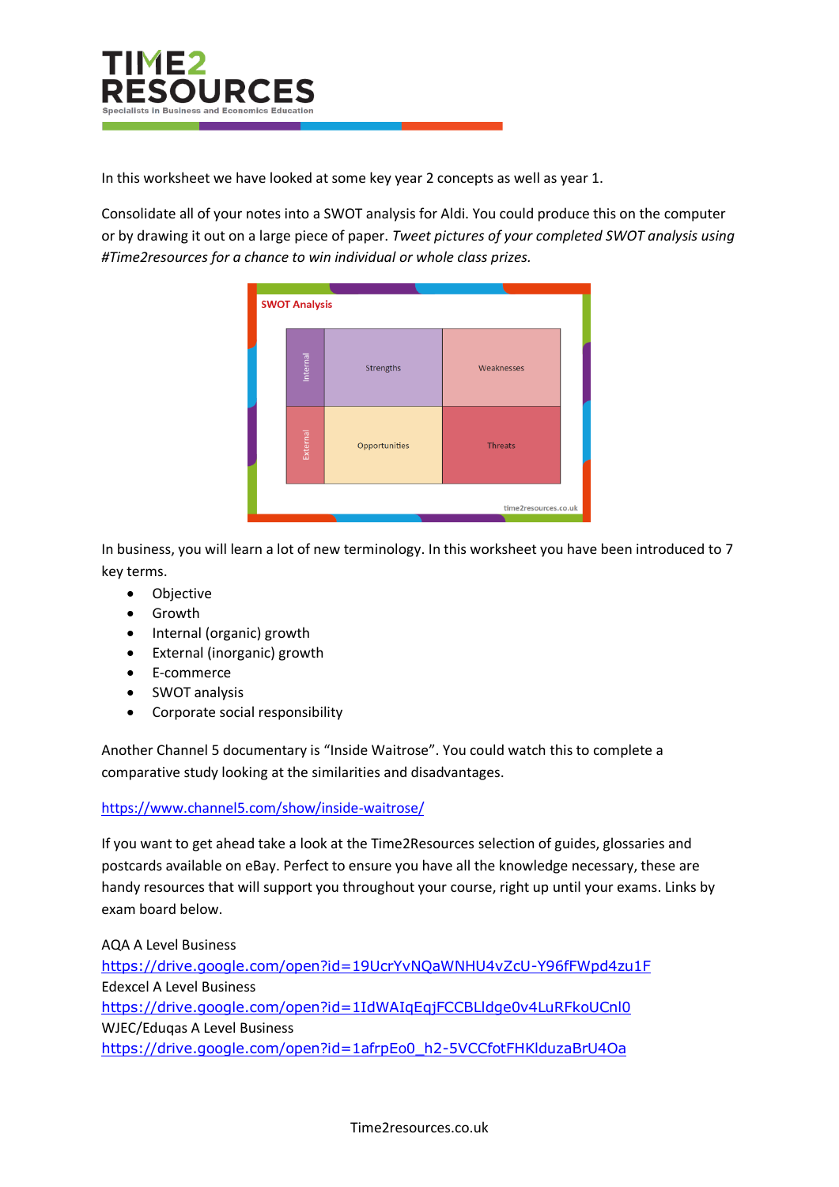In this worksheet we have looked at some key year 2 concepts as well as year 1.

Consolidate all of your notes into a SWOT analysis for Aldi. You could produce this on the computer or by drawing it out on a large piece of paper. *Tweet pictures of your completed SWOT analysis using #Time2resources for a chance to win individual or whole class prizes.*

SWOT Analysis

Internal

Strengths

Weaknesses

External

Opportunities

Threats

time2resources.co.uk

In business, you will learn a lot of new terminology. In this worksheet you have been introduced to 7 key terms.

- Objective
- Growth
- Internal (organic) growth
- External (inorganic) growth
- E-commerce
- SWOT analysis
- Corporate social responsibility

Another Channel 5 documentary is "Inside Waitrose". You could watch this to complete a comparative study looking at the similarities and disadvantages.

https://www.channel5.com/show/inside-waitrose/

If you want to get ahead take a look at the Time2Resources selection of guides, glossaries and postcards available on eBay. Perfect to ensure you have all the knowledge necessary, these are handy resources that will support you throughout your course, right up until your exams. Links by exam board below.

AQA A Level Business
https://drive.google.com/open?id=19UcrYvNQaWNHU4vZcU-Y96fFWpd4zu1F
Edexcel A Level Business
https://drive.google.com/open?id=1IdWAIqEqjFCCBLldge0v4LuRFkoUCnl0
WJEC/Eduqas A Level Business
https://drive.google.com/open?id=1afrpEo0_h2-5VCCfotFHKlduzaBrU4Oa